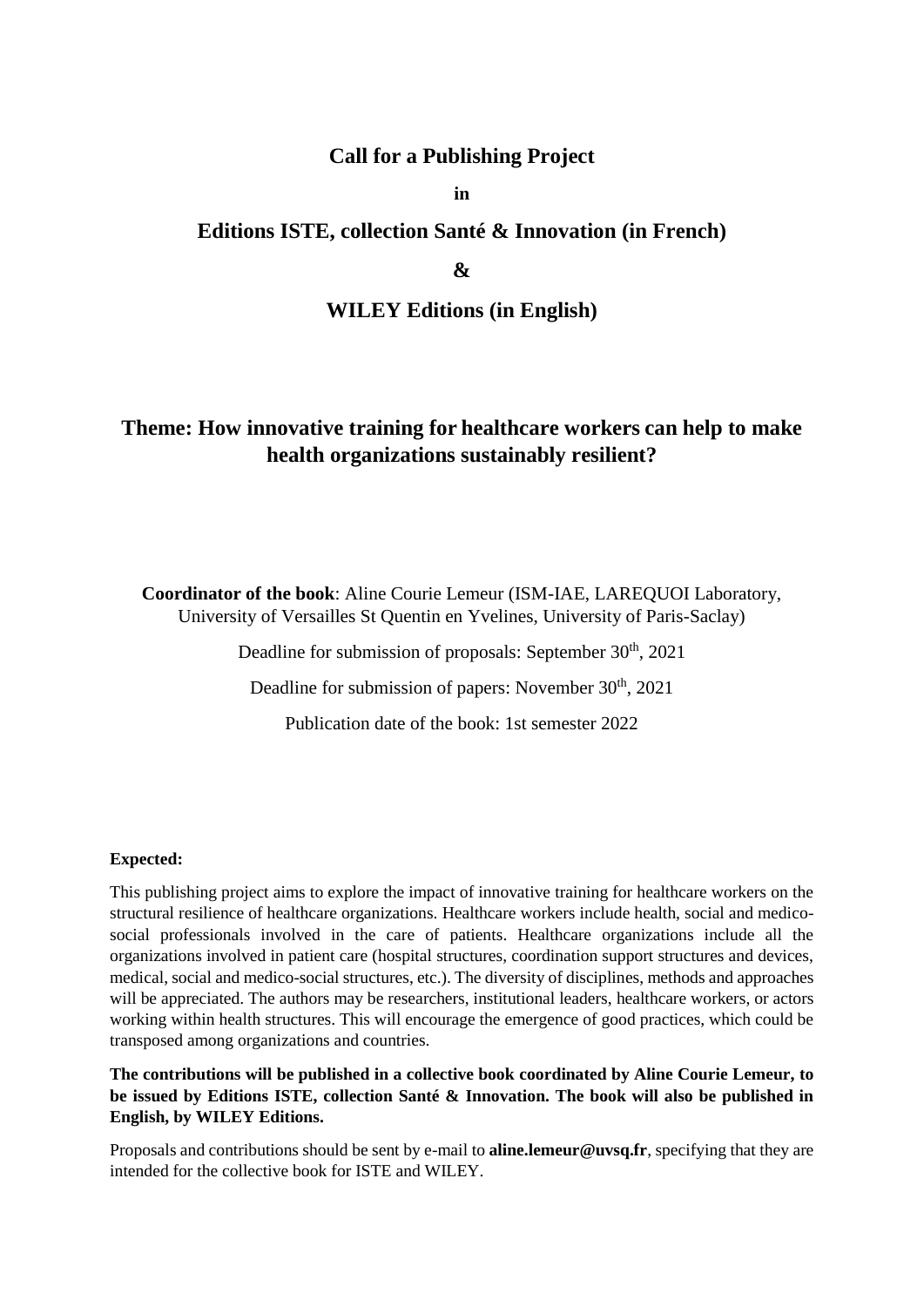# Call for a Publishing Project

**in**

## Editions ISTE, collection Santé & Innovation (in French)

**&**

## WILEY Editions (in English)

## Theme: How innovative training for healthcare workers can help to make health organizations sustainably resilient?

**Coordinator of the book**: Aline Courie Lemeur (ISM-IAE, LAREQUOI Laboratory, University of Versailles St Quentin en Yvelines, University of Paris-Saclay)

Deadline for submission of proposals: September 30th, 2021

Deadline for submission of papers: November 30th, 2021

Publication date of the book: 1st semester 2022

**Expected:**

This publishing project aims to explore the impact of innovative training for healthcare workers on the structural resilience of healthcare organizations. Healthcare workers include health, social and medico-social professionals involved in the care of patients. Healthcare organizations include all the organizations involved in patient care (hospital structures, coordination support structures and devices, medical, social and medico-social structures, etc.). The diversity of disciplines, methods and approaches will be appreciated. The authors may be researchers, institutional leaders, healthcare workers, or actors working within health structures. This will encourage the emergence of good practices, which could be transposed among organizations and countries.

**The contributions will be published in a collective book coordinated by Aline Courie Lemeur, to be issued by Editions ISTE, collection Santé & Innovation. The book will also be published in English, by WILEY Editions.**

Proposals and contributions should be sent by e-mail to **aline.lemeur@uvsq.fr**, specifying that they are intended for the collective book for ISTE and WILEY.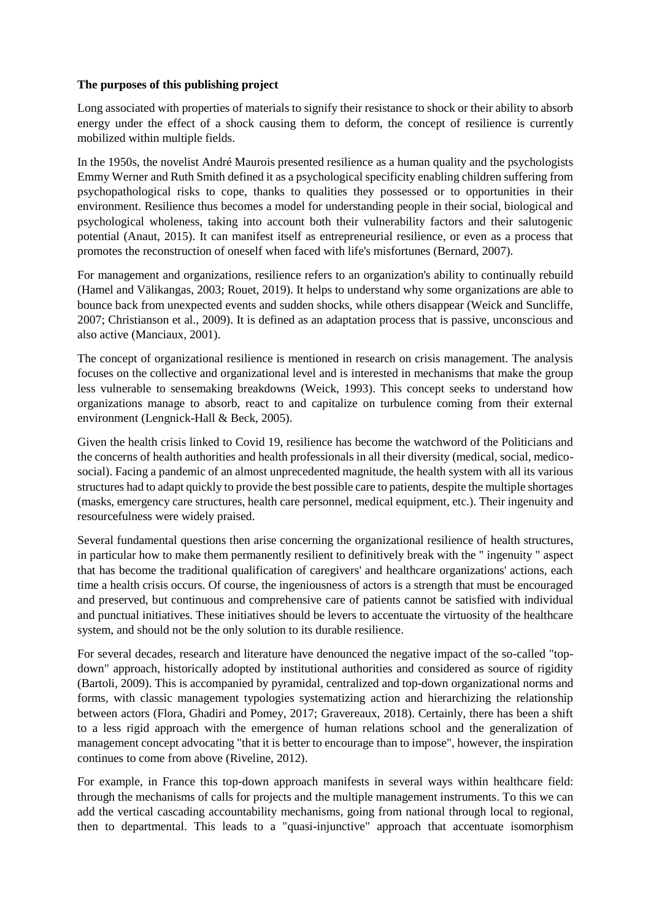**The purposes of this publishing project**

Long associated with properties of materials to signify their resistance to shock or their ability to absorb energy under the effect of a shock causing them to deform, the concept of resilience is currently mobilized within multiple fields.

In the 1950s, the novelist André Maurois presented resilience as a human quality and the psychologists Emmy Werner and Ruth Smith defined it as a psychological specificity enabling children suffering from psychopathological risks to cope, thanks to qualities they possessed or to opportunities in their environment. Resilience thus becomes a model for understanding people in their social, biological and psychological wholeness, taking into account both their vulnerability factors and their salutogenic potential (Anaut, 2015). It can manifest itself as entrepreneurial resilience, or even as a process that promotes the reconstruction of oneself when faced with life's misfortunes (Bernard, 2007).

For management and organizations, resilience refers to an organization's ability to continually rebuild (Hamel and Välikangas, 2003; Rouet, 2019). It helps to understand why some organizations are able to bounce back from unexpected events and sudden shocks, while others disappear (Weick and Suncliffe, 2007; Christianson et al., 2009). It is defined as an adaptation process that is passive, unconscious and also active (Manciaux, 2001).

The concept of organizational resilience is mentioned in research on crisis management. The analysis focuses on the collective and organizational level and is interested in mechanisms that make the group less vulnerable to sensemaking breakdowns (Weick, 1993). This concept seeks to understand how organizations manage to absorb, react to and capitalize on turbulence coming from their external environment (Lengnick-Hall & Beck, 2005).

Given the health crisis linked to Covid 19, resilience has become the watchword of the Politicians and the concerns of health authorities and health professionals in all their diversity (medical, social, medico-social). Facing a pandemic of an almost unprecedented magnitude, the health system with all its various structures had to adapt quickly to provide the best possible care to patients, despite the multiple shortages (masks, emergency care structures, health care personnel, medical equipment, etc.). Their ingenuity and resourcefulness were widely praised.

Several fundamental questions then arise concerning the organizational resilience of health structures, in particular how to make them permanently resilient to definitively break with the " ingenuity " aspect that has become the traditional qualification of caregivers' and healthcare organizations' actions, each time a health crisis occurs. Of course, the ingeniousness of actors is a strength that must be encouraged and preserved, but continuous and comprehensive care of patients cannot be satisfied with individual and punctual initiatives. These initiatives should be levers to accentuate the virtuosity of the healthcare system, and should not be the only solution to its durable resilience.

For several decades, research and literature have denounced the negative impact of the so-called "top-down" approach, historically adopted by institutional authorities and considered as source of rigidity (Bartoli, 2009). This is accompanied by pyramidal, centralized and top-down organizational norms and forms, with classic management typologies systematizing action and hierarchizing the relationship between actors (Flora, Ghadiri and Pomey, 2017; Gravereaux, 2018). Certainly, there has been a shift to a less rigid approach with the emergence of human relations school and the generalization of management concept advocating "that it is better to encourage than to impose", however, the inspiration continues to come from above (Riveline, 2012).

For example, in France this top-down approach manifests in several ways within healthcare field: through the mechanisms of calls for projects and the multiple management instruments. To this we can add the vertical cascading accountability mechanisms, going from national through local to regional, then to departmental. This leads to a "quasi-injunctive" approach that accentuate isomorphism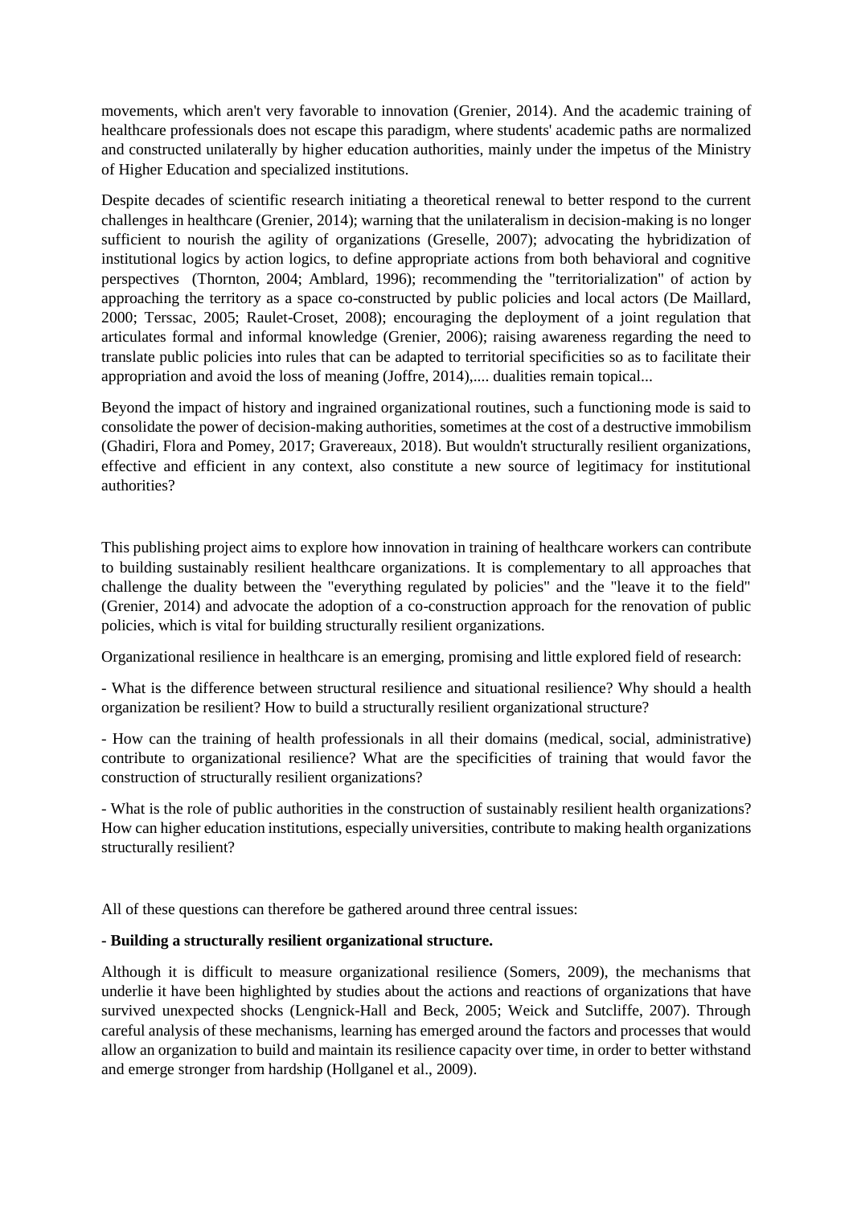movements, which aren't very favorable to innovation (Grenier, 2014). And the academic training of healthcare professionals does not escape this paradigm, where students' academic paths are normalized and constructed unilaterally by higher education authorities, mainly under the impetus of the Ministry of Higher Education and specialized institutions.

Despite decades of scientific research initiating a theoretical renewal to better respond to the current challenges in healthcare (Grenier, 2014); warning that the unilateralism in decision-making is no longer sufficient to nourish the agility of organizations (Greselle, 2007); advocating the hybridization of institutional logics by action logics, to define appropriate actions from both behavioral and cognitive perspectives (Thornton, 2004; Amblard, 1996); recommending the "territorialization" of action by approaching the territory as a space co-constructed by public policies and local actors (De Maillard, 2000; Terssac, 2005; Raulet-Croset, 2008); encouraging the deployment of a joint regulation that articulates formal and informal knowledge (Grenier, 2006); raising awareness regarding the need to translate public policies into rules that can be adapted to territorial specificities so as to facilitate their appropriation and avoid the loss of meaning (Joffre, 2014),.... dualities remain topical...

Beyond the impact of history and ingrained organizational routines, such a functioning mode is said to consolidate the power of decision-making authorities, sometimes at the cost of a destructive immobilism (Ghadiri, Flora and Pomey, 2017; Gravereaux, 2018). But wouldn't structurally resilient organizations, effective and efficient in any context, also constitute a new source of legitimacy for institutional authorities?

This publishing project aims to explore how innovation in training of healthcare workers can contribute to building sustainably resilient healthcare organizations. It is complementary to all approaches that challenge the duality between the "everything regulated by policies" and the "leave it to the field" (Grenier, 2014) and advocate the adoption of a co-construction approach for the renovation of public policies, which is vital for building structurally resilient organizations.

Organizational resilience in healthcare is an emerging, promising and little explored field of research:

- What is the difference between structural resilience and situational resilience? Why should a health organization be resilient? How to build a structurally resilient organizational structure?

- How can the training of health professionals in all their domains (medical, social, administrative) contribute to organizational resilience? What are the specificities of training that would favor the construction of structurally resilient organizations?

- What is the role of public authorities in the construction of sustainably resilient health organizations? How can higher education institutions, especially universities, contribute to making health organizations structurally resilient?

All of these questions can therefore be gathered around three central issues:

**- Building a structurally resilient organizational structure.**

Although it is difficult to measure organizational resilience (Somers, 2009), the mechanisms that underlie it have been highlighted by studies about the actions and reactions of organizations that have survived unexpected shocks (Lengnick-Hall and Beck, 2005; Weick and Sutcliffe, 2007). Through careful analysis of these mechanisms, learning has emerged around the factors and processes that would allow an organization to build and maintain its resilience capacity over time, in order to better withstand and emerge stronger from hardship (Hollganel et al., 2009).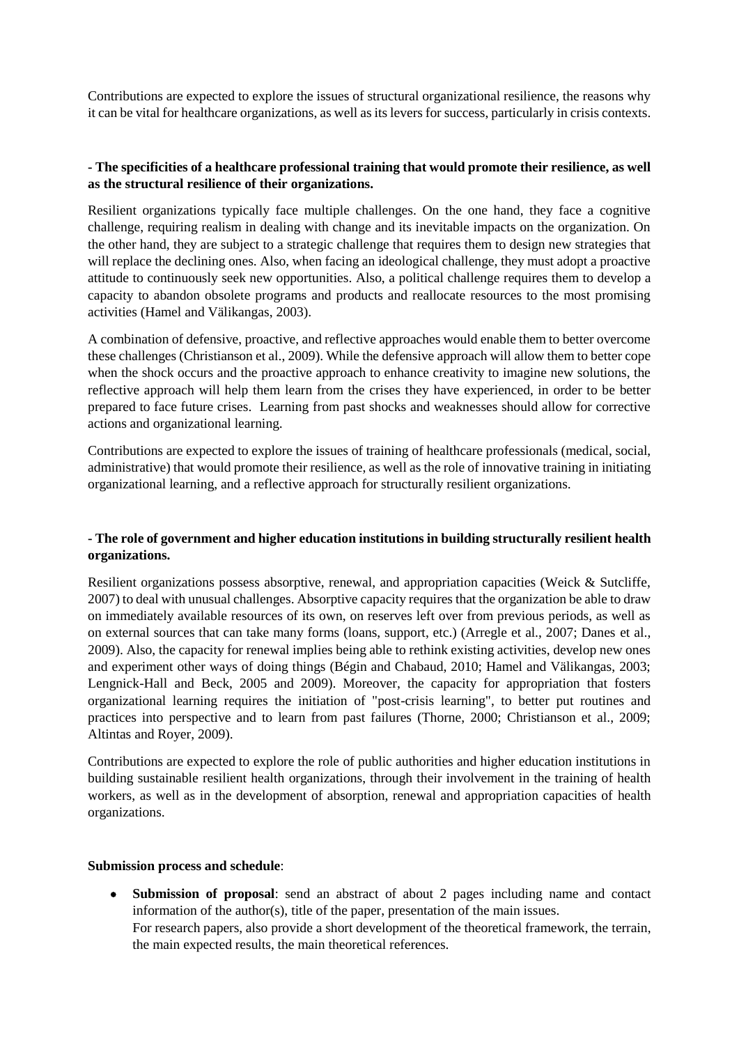Contributions are expected to explore the issues of structural organizational resilience, the reasons why it can be vital for healthcare organizations, as well as its levers for success, particularly in crisis contexts.

**- The specificities of a healthcare professional training that would promote their resilience, as well as the structural resilience of their organizations.**

Resilient organizations typically face multiple challenges. On the one hand, they face a cognitive challenge, requiring realism in dealing with change and its inevitable impacts on the organization. On the other hand, they are subject to a strategic challenge that requires them to design new strategies that will replace the declining ones. Also, when facing an ideological challenge, they must adopt a proactive attitude to continuously seek new opportunities. Also, a political challenge requires them to develop a capacity to abandon obsolete programs and products and reallocate resources to the most promising activities (Hamel and Välikangas, 2003).

A combination of defensive, proactive, and reflective approaches would enable them to better overcome these challenges (Christianson et al., 2009). While the defensive approach will allow them to better cope when the shock occurs and the proactive approach to enhance creativity to imagine new solutions, the reflective approach will help them learn from the crises they have experienced, in order to be better prepared to face future crises. Learning from past shocks and weaknesses should allow for corrective actions and organizational learning.

Contributions are expected to explore the issues of training of healthcare professionals (medical, social, administrative) that would promote their resilience, as well as the role of innovative training in initiating organizational learning, and a reflective approach for structurally resilient organizations.

**- The role of government and higher education institutions in building structurally resilient health organizations.**

Resilient organizations possess absorptive, renewal, and appropriation capacities (Weick & Sutcliffe, 2007) to deal with unusual challenges. Absorptive capacity requires that the organization be able to draw on immediately available resources of its own, on reserves left over from previous periods, as well as on external sources that can take many forms (loans, support, etc.) (Arregle et al., 2007; Danes et al., 2009). Also, the capacity for renewal implies being able to rethink existing activities, develop new ones and experiment other ways of doing things (Bégin and Chabaud, 2010; Hamel and Välikangas, 2003; Lengnick-Hall and Beck, 2005 and 2009). Moreover, the capacity for appropriation that fosters organizational learning requires the initiation of "post-crisis learning", to better put routines and practices into perspective and to learn from past failures (Thorne, 2000; Christianson et al., 2009; Altintas and Royer, 2009).

Contributions are expected to explore the role of public authorities and higher education institutions in building sustainable resilient health organizations, through their involvement in the training of health workers, as well as in the development of absorption, renewal and appropriation capacities of health organizations.

**Submission process and schedule**:

- **Submission of proposal**: send an abstract of about 2 pages including name and contact information of the author(s), title of the paper, presentation of the main issues.
  For research papers, also provide a short development of the theoretical framework, the terrain, the main expected results, the main theoretical references.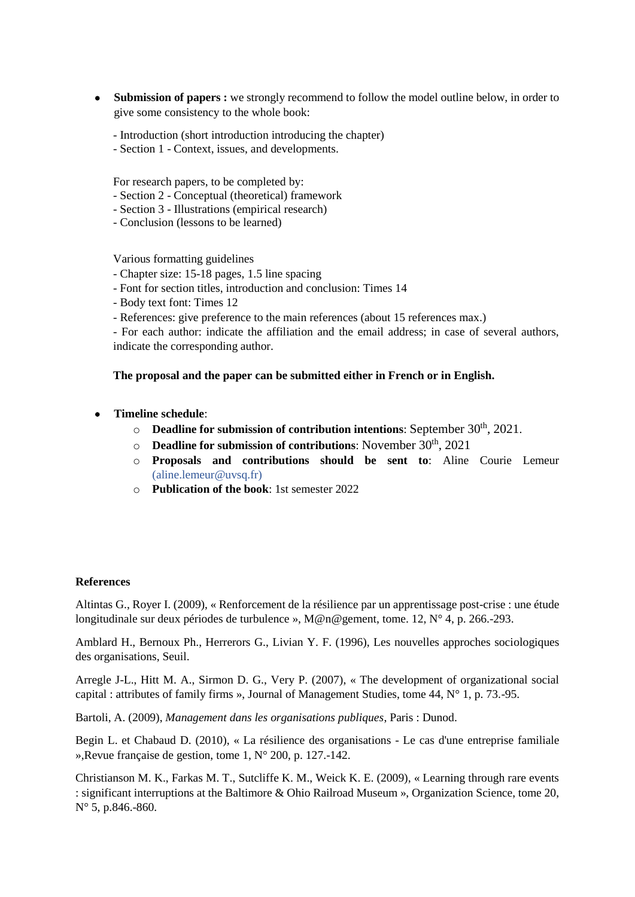- **Submission of papers :** we strongly recommend to follow the model outline below, in order to give some consistency to the whole book:

  - Introduction (short introduction introducing the chapter)
  - Section 1 - Context, issues, and developments.

  For research papers, to be completed by:
  - Section 2 - Conceptual (theoretical) framework
  - Section 3 - Illustrations (empirical research)
  - Conclusion (lessons to be learned)

  Various formatting guidelines
  - Chapter size: 15-18 pages, 1.5 line spacing
  - Font for section titles, introduction and conclusion: Times 14
  - Body text font: Times 12
  - References: give preference to the main references (about 15 references max.)
  - For each author: indicate the affiliation and the email address; in case of several authors, indicate the corresponding author.

  **The proposal and the paper can be submitted either in French or in English.**

- **Timeline schedule**:
  - **Deadline for submission of contribution intentions**: September 30th, 2021.
  - **Deadline for submission of contributions**: November 30th, 2021
  - **Proposals and contributions should be sent to**: Aline Courie Lemeur (aline.lemeur@uvsq.fr)
  - **Publication of the book**: 1st semester 2022

**References**

Altintas G., Royer I. (2009), « Renforcement de la résilience par un apprentissage post-crise : une étude longitudinale sur deux périodes de turbulence », M@n@gement, tome. 12, N° 4, p. 266.-293.

Amblard H., Bernoux Ph., Herrerors G., Livian Y. F. (1996), Les nouvelles approches sociologiques des organisations, Seuil.

Arregle J-L., Hitt M. A., Sirmon D. G., Very P. (2007), « The development of organizational social capital : attributes of family firms », Journal of Management Studies, tome 44, N° 1, p. 73.-95.

Bartoli, A. (2009), *Management dans les organisations publiques*, Paris : Dunod.

Begin L. et Chabaud D. (2010), « La résilience des organisations - Le cas d'une entreprise familiale »,Revue française de gestion, tome 1, N° 200, p. 127.-142.

Christianson M. K., Farkas M. T., Sutcliffe K. M., Weick K. E. (2009), « Learning through rare events : significant interruptions at the Baltimore & Ohio Railroad Museum », Organization Science, tome 20, N° 5, p.846.-860.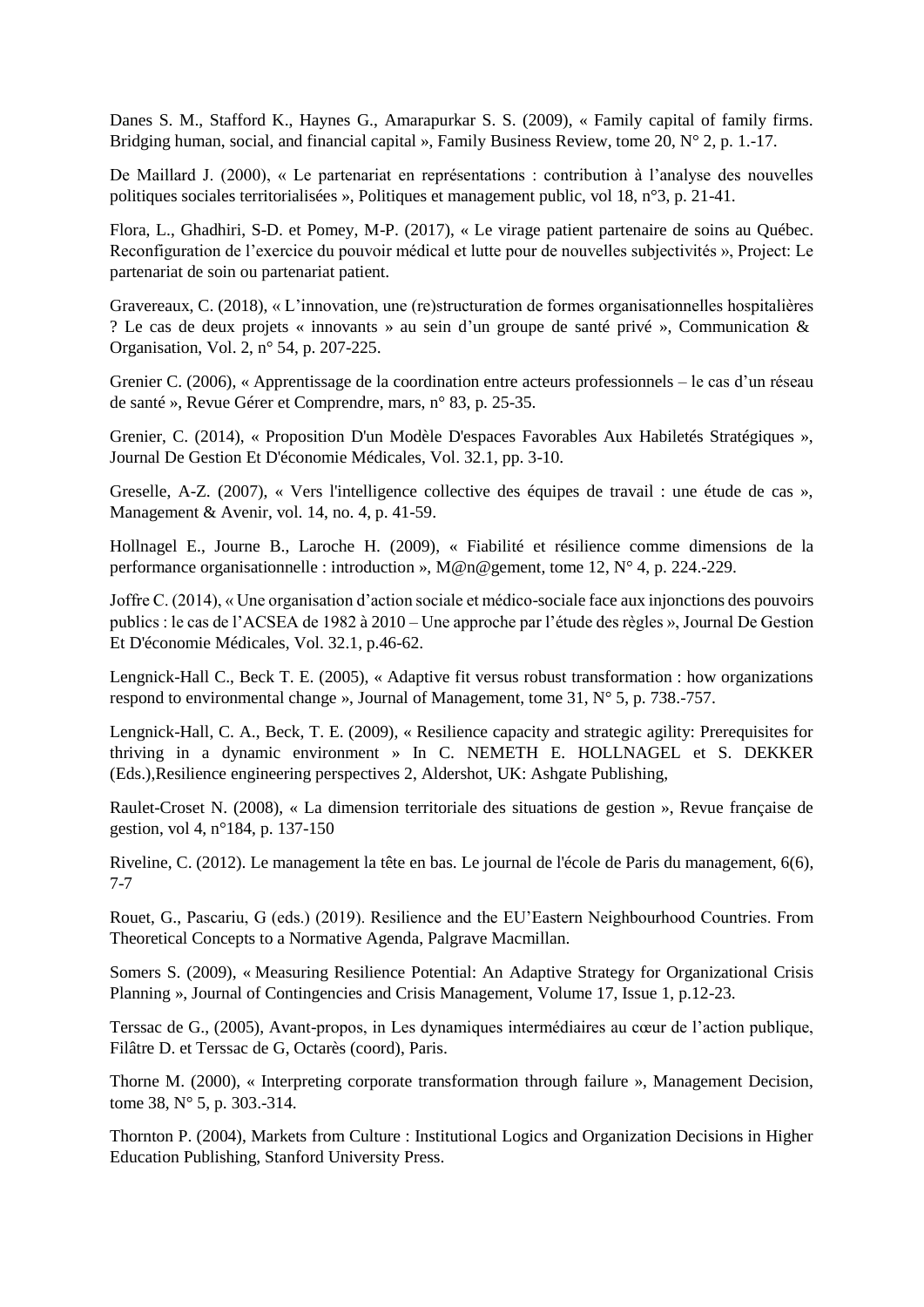Danes S. M., Stafford K., Haynes G., Amarapurkar S. S. (2009), « Family capital of family firms. Bridging human, social, and financial capital », Family Business Review, tome 20, N° 2, p. 1.-17.

De Maillard J. (2000), « Le partenariat en représentations : contribution à l'analyse des nouvelles politiques sociales territorialisées », Politiques et management public, vol 18, n°3, p. 21-41.

Flora, L., Ghadhiri, S-D. et Pomey, M-P. (2017), « Le virage patient partenaire de soins au Québec. Reconfiguration de l'exercice du pouvoir médical et lutte pour de nouvelles subjectivités », Project: Le partenariat de soin ou partenariat patient.

Gravereaux, C. (2018), « L'innovation, une (re)structuration de formes organisationnelles hospitalières ? Le cas de deux projets « innovants » au sein d'un groupe de santé privé », Communication & Organisation, Vol. 2, n° 54, p. 207-225.

Grenier C. (2006), « Apprentissage de la coordination entre acteurs professionnels – le cas d'un réseau de santé », Revue Gérer et Comprendre, mars, n° 83, p. 25-35.

Grenier, C. (2014), « Proposition D'un Modèle D'espaces Favorables Aux Habiletés Stratégiques », Journal De Gestion Et D'économie Médicales, Vol. 32.1, pp. 3-10.

Greselle, A-Z. (2007), « Vers l'intelligence collective des équipes de travail : une étude de cas », Management & Avenir, vol. 14, no. 4, p. 41-59.

Hollnagel E., Journe B., Laroche H. (2009), « Fiabilité et résilience comme dimensions de la performance organisationnelle : introduction », M@n@gement, tome 12, N° 4, p. 224.-229.

Joffre C. (2014), « Une organisation d'action sociale et médico-sociale face aux injonctions des pouvoirs publics : le cas de l'ACSEA de 1982 à 2010 – Une approche par l'étude des règles », Journal De Gestion Et D'économie Médicales, Vol. 32.1, p.46-62.

Lengnick-Hall C., Beck T. E. (2005), « Adaptive fit versus robust transformation : how organizations respond to environmental change », Journal of Management, tome 31, N° 5, p. 738.-757.

Lengnick-Hall, C. A., Beck, T. E. (2009), « Resilience capacity and strategic agility: Prerequisites for thriving in a dynamic environment » In C. NEMETH E. HOLLNAGEL et S. DEKKER (Eds.),Resilience engineering perspectives 2, Aldershot, UK: Ashgate Publishing,

Raulet-Croset N. (2008), « La dimension territoriale des situations de gestion », Revue française de gestion, vol 4, n°184, p. 137-150

Riveline, C. (2012). Le management la tête en bas. Le journal de l'école de Paris du management, 6(6), 7-7

Rouet, G., Pascariu, G (eds.) (2019). Resilience and the EU'Eastern Neighbourhood Countries. From Theoretical Concepts to a Normative Agenda, Palgrave Macmillan.

Somers S. (2009), « Measuring Resilience Potential: An Adaptive Strategy for Organizational Crisis Planning », Journal of Contingencies and Crisis Management, Volume 17, Issue 1, p.12-23.

Terssac de G., (2005), Avant-propos, in Les dynamiques intermédiaires au cœur de l'action publique, Filâtre D. et Terssac de G, Octarès (coord), Paris.

Thorne M. (2000), « Interpreting corporate transformation through failure », Management Decision, tome 38, N° 5, p. 303.-314.

Thornton P. (2004), Markets from Culture : Institutional Logics and Organization Decisions in Higher Education Publishing, Stanford University Press.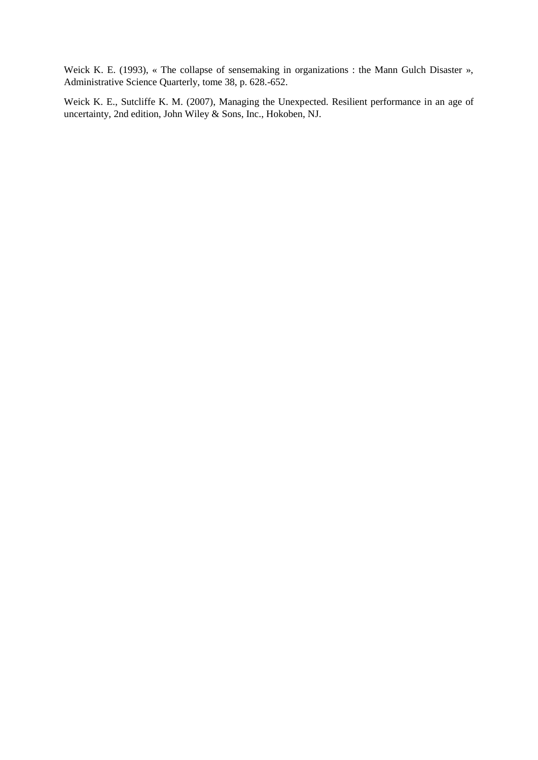Weick K. E. (1993), « The collapse of sensemaking in organizations : the Mann Gulch Disaster », Administrative Science Quarterly, tome 38, p. 628.-652.

Weick K. E., Sutcliffe K. M. (2007), Managing the Unexpected. Resilient performance in an age of uncertainty, 2nd edition, John Wiley & Sons, Inc., Hokoben, NJ.